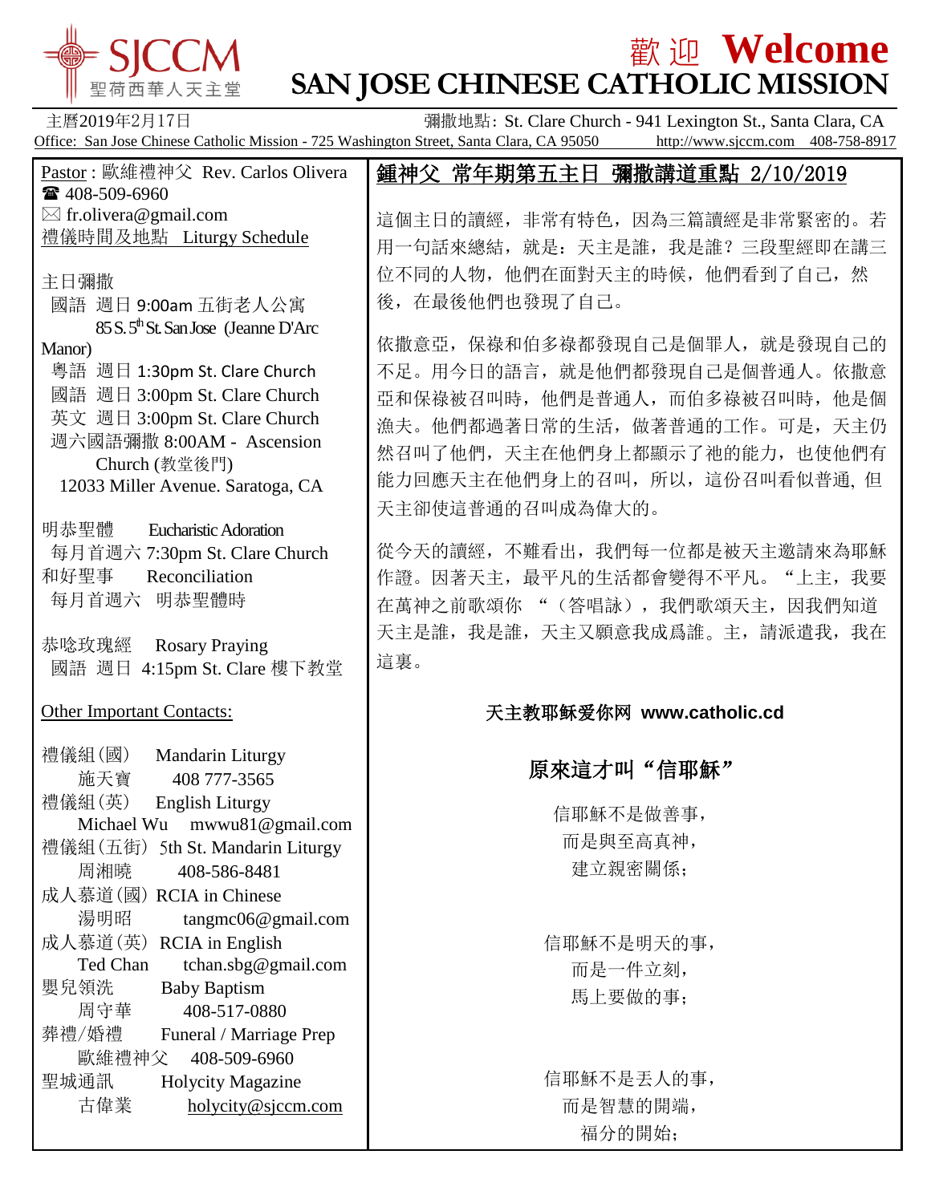# 歡迎 Welcome

# SAN JOSE CHINESE CATHOLIC MISSION

SJCCM 聖荷西華人天主堂

主曆2019年2月17日　　彌撒地點: St. Clare Church - 941 Lexington St., Santa Clara, CA

Office: San Jose Chinese Catholic Mission - 725 Washington Street, Santa Clara, CA 95050　http://www.sjccm.com　408-758-8917

Pastor : 歐維禮神父 Rev. Carlos Olivera
☎ 408-509-6960
✉ fr.olivera@gmail.com

禮儀時間及地點 Liturgy Schedule

主日彌撒
- 國語 週日 9:00am 五街老人公寓 85 S. 5th St. San Jose (Jeanne D'Arc Manor)
- 粵語 週日 1:30pm St. Clare Church
- 國語 週日 3:00pm St. Clare Church
- 英文 週日 3:00pm St. Clare Church
- 週六國語彌撒 8:00AM - Ascension Church (教堂後門) 12033 Miller Avenue. Saratoga, CA

明恭聖體 Eucharistic Adoration
每月首週六 7:30pm St. Clare Church

和好聖事 Reconciliation
每月首週六 明恭聖體時

恭唸玫瑰經 Rosary Praying
國語 週日 4:15pm St. Clare 樓下教室

Other Important Contacts:

- 禮儀組(國) Mandarin Liturgy
  施天寶 408 777-3565
- 禮儀組(英) English Liturgy
  Michael Wu mwwu81@gmail.com
- 禮儀組(五街) 5th St. Mandarin Liturgy
  周湘曉 408-586-8481
- 成人慕道(國) RCIA in Chinese
  湯明昭 tangmc06@gmail.com
- 成人慕道(英) RCIA in English
  Ted Chan tchan.sbg@gmail.com
- 嬰兒領洗 Baby Baptism
  周守華 408-517-0880
- 葬禮/婚禮 Funeral / Marriage Prep
  歐維禮神父 408-509-6960
- 聖城通訊 Holycity Magazine
  古偉業 holycity@sjccm.com

## 鍾神父 常年期第五主日 彌撒講道重點 2/10/2019

這個主日的讀經，非常有特色，因為三篇讀經是非常緊密的。若用一句話來總結，就是：天主是誰，我是誰？三段聖經即在講三位不同的人物，他們在面對天主的時候，他們看到了自己，然後，在最後他們也發現了自己。

依撒意亞，保祿和伯多祿都發現自己是個罪人，就是發現自己的不足。用今日的語言，就是他們都發現自己是個普通人。依撒意亞和保祿被召叫時，他們是普通人，而伯多祿被召叫時，他是個漁夫。他們都過著日常的生活，做著普通的工作。可是，天主仍然召叫了他們，天主在他們身上都顯示了祂的能力，也使他們有能力回應天主在他們身上的召叫，所以，這份召叫看似普通，但天主卻使這普通的召叫成為偉大的。

從今天的讀經，不難看出，我們每一位都是被天主邀請來為耶穌作證。因著天主，最平凡的生活都會變得不平凡。"上主，我要在萬神之前歌頌你 "（答唱詠），我們歌頌天主，因我們知道天主是誰，我是誰，天主又願意我成爲誰。主，請派遣我，我在這裏。

**天主教耶稣爱你网 www.catholic.cd**

## 原來這才叫"信耶穌"

信耶穌不是做善事，
而是與至高真神，
建立親密關係；

信耶穌不是明天的事，
而是一件立刻，
馬上要做的事；

信耶穌不是丟人的事，
而是智慧的開端，
福分的開始；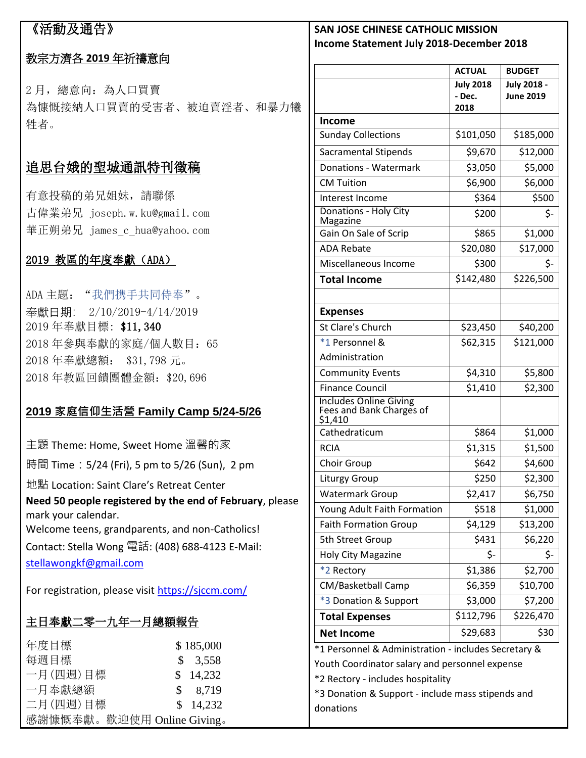# 《活動及通告》

## 教宗方濟各 2019 年祈禱意向

2 月，總意向：為人口買賣
為慷慨接納人口買賣的受害者、被迫賣淫者、和暴力犧牲者。

## 追思台娥的聖城通訊特刊徵稿

有意投稿的弟兄姐妹，請聯係
古偉業弟兄 joseph.w.ku@gmail.com
華正朔弟兄 james_c_hua@yahoo.com

## 2019 教區的年度奉獻（ADA）

ADA 主題：“我們携手共同侍奉”。
奉獻日期: 2/10/2019-4/14/2019
2019 年奉獻目標: **$11,340**
2018 年參與奉獻的家庭/個人數目：65
2018 年奉獻總額： $31,798 元。
2018 年教區回饋團體金額：$20,696

## 2019 家庭信仰生活營 Family Camp 5/24-5/26

主題 Theme: Home, Sweet Home 溫馨的家
時間 Time：5/24 (Fri), 5 pm to 5/26 (Sun), 2 pm
地點 Location: Saint Clare's Retreat Center
**Need 50 people registered by the end of February**, please mark your calendar.
Welcome teens, grandparents, and non-Catholics!
Contact: Stella Wong 電話: (408) 688-4123 E-Mail: stellawongkf@gmail.com

For registration, please visit https://sjccm.com/

## 主日奉獻二零一九年一月總額報告

| | |
|---|---|
| 年度目標 | $ 185,000 |
| 每週目標 | $ 3,558 |
| 一月(四週)目標 | $ 14,232 |
| 一月奉獻總額 | $ 8,719 |
| 二月(四週)目標 | $ 14,232 |

感謝慷慨奉獻。歡迎使用 Online Giving。

## SAN JOSE CHINESE CATHOLIC MISSION
## Income Statement July 2018-December 2018

| | ACTUAL | BUDGET |
|---|---|---|
| | July 2018 - Dec. 2018 | July 2018 - June 2019 |
| **Income** | | |
| Sunday Collections | $101,050 | $185,000 |
| Sacramental Stipends | $9,670 | $12,000 |
| Donations - Watermark | $3,050 | $5,000 |
| CM Tuition | $6,900 | $6,000 |
| Interest Income | $364 | $500 |
| Donations - Holy City Magazine | $200 | $- |
| Gain On Sale of Scrip | $865 | $1,000 |
| ADA Rebate | $20,080 | $17,000 |
| Miscellaneous Income | $300 | $- |
| **Total Income** | $142,480 | $226,500 |
| | | |
| **Expenses** | | |
| St Clare's Church | $23,450 | $40,200 |
| *1 Personnel & Administration | $62,315 | $121,000 |
| Community Events | $4,310 | $5,800 |
| Finance Council | $1,410 | $2,300 |
| Includes Online Giving Fees and Bank Charges of $1,410 | | |
| Cathedraticum | $864 | $1,000 |
| RCIA | $1,315 | $1,500 |
| Choir Group | $642 | $4,600 |
| Liturgy Group | $250 | $2,300 |
| Watermark Group | $2,417 | $6,750 |
| Young Adult Faith Formation | $518 | $1,000 |
| Faith Formation Group | $4,129 | $13,200 |
| 5th Street Group | $431 | $6,220 |
| Holy City Magazine | $- | $- |
| *2 Rectory | $1,386 | $2,700 |
| CM/Basketball Camp | $6,359 | $10,700 |
| *3 Donation & Support | $3,000 | $7,200 |
| **Total Expenses** | $112,796 | $226,470 |
| **Net Income** | $29,683 | $30 |

*1 Personnel & Administration - includes Secretary & Youth Coordinator salary and personnel expense
*2 Rectory - includes hospitality
*3 Donation & Support - include mass stipends and donations